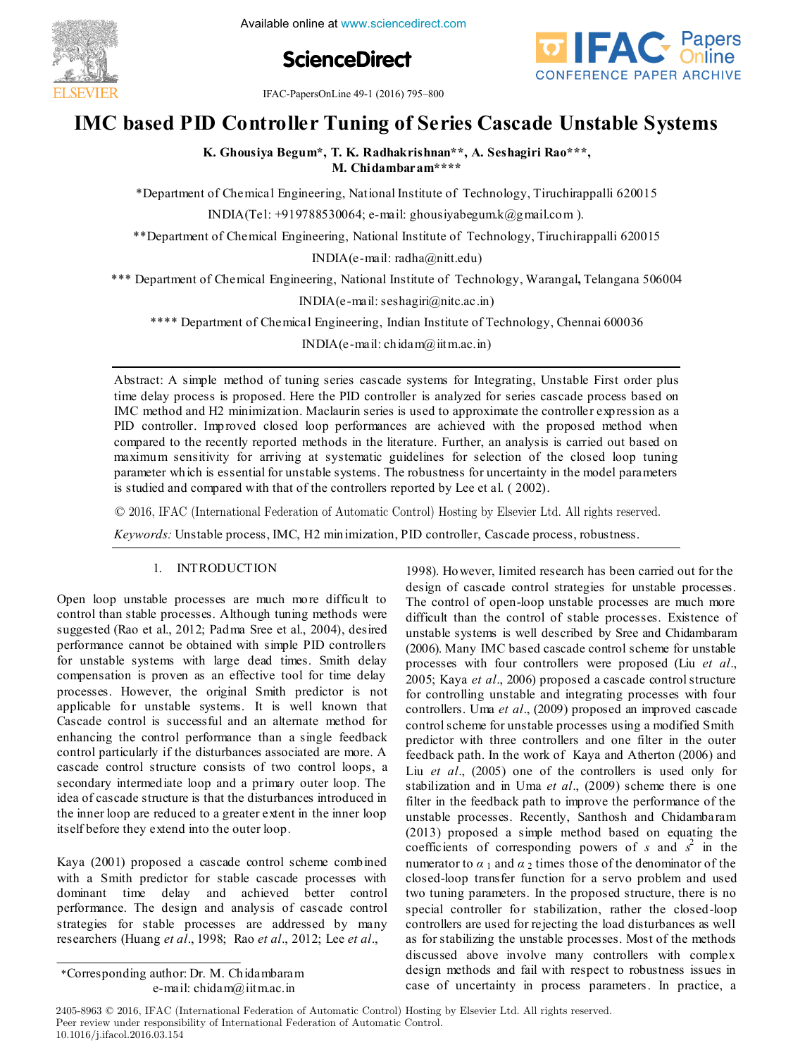# IMC based PID Controller Tuning of Series Cascade Unstable Systems

**K. Ghousiya Begum\*, T. K. Radhakrishnan\*\*, A. Seshagiri Rao\*\*\*, M. Chidambaram\*\*\*\***

\*Department of Chemical Engineering, National Institute of Technology, Tiruchirappalli 620015 INDIA(Tel: +919788530064; e-mail: ghousiyabegum.k@gmail.com ).

\*\*Department of Chemical Engineering, National Institute of Technology, Tiruchirappalli 620015 INDIA(e-mail: radha@nitt.edu)

\*\*\* Department of Chemical Engineering, National Institute of Technology, Warangal, Telangana 506004 INDIA(e-mail: seshagiri@nitc.ac.in)

\*\*\*\* Department of Chemical Engineering, Indian Institute of Technology, Chennai 600036 INDIA(e-mail: chidam@iitm.ac.in)

Abstract: A simple method of tuning series cascade systems for Integrating, Unstable First order plus time delay process is proposed. Here the PID controller is analyzed for series cascade process based on IMC method and H2 minimization. Maclaurin series is used to approximate the controller expression as a PID controller. Improved closed loop performances are achieved with the proposed method when compared to the recently reported methods in the literature. Further, an analysis is carried out based on maximum sensitivity for arriving at systematic guidelines for selection of the closed loop tuning parameter which is essential for unstable systems. The robustness for uncertainty in the model parameters is studied and compared with that of the controllers reported by Lee et al. ( 2002).

© 2016, IFAC (International Federation of Automatic Control) Hosting by Elsevier Ltd. All rights reserved.

*Keywords:* Unstable process, IMC, H2 minimization, PID controller, Cascade process, robustness.

## 1. INTRODUCTION

Open loop unstable processes are much more difficult to control than stable processes. Although tuning methods were suggested (Rao et al., 2012; Padma Sree et al., 2004), desired performance cannot be obtained with simple PID controllers for unstable systems with large dead times. Smith delay compensation is proven as an effective tool for time delay processes. However, the original Smith predictor is not applicable for unstable systems. It is well known that Cascade control is successful and an alternate method for enhancing the control performance than a single feedback control particularly if the disturbances associated are more. A cascade control structure consists of two control loops, a secondary intermediate loop and a primary outer loop. The idea of cascade structure is that the disturbances introduced in the inner loop are reduced to a greater extent in the inner loop itself before they extend into the outer loop.

Kaya (2001) proposed a cascade control scheme combined with a Smith predictor for stable cascade processes with dominant time delay and achieved better control performance. The design and analysis of cascade control strategies for stable processes are addressed by many researchers (Huang *et al*., 1998; Rao *et al*., 2012; Lee *et al*., 1998). However, limited research has been carried out for the design of cascade control strategies for unstable processes. The control of open-loop unstable processes are much more difficult than the control of stable processes. Existence of unstable systems is well described by Sree and Chidambaram (2006). Many IMC based cascade control scheme for unstable processes with four controllers were proposed (Liu *et al*., 2005; Kaya *et al*., 2006) proposed a cascade control structure for controlling unstable and integrating processes with four controllers. Uma *et al*., (2009) proposed an improved cascade control scheme for unstable processes using a modified Smith predictor with three controllers and one filter in the outer feedback path. In the work of Kaya and Atherton (2006) and Liu *et al*., (2005) one of the controllers is used only for stabilization and in Uma *et al*., (2009) scheme there is one filter in the feedback path to improve the performance of the unstable processes. Recently, Santhosh and Chidambaram (2013) proposed a simple method based on equating the coefficients of corresponding powers of $s$ and $s^2$ in the numerator to $\alpha_1$ and $\alpha_2$ times those of the denominator of the closed-loop transfer function for a servo problem and used two tuning parameters. In the proposed structure, there is no special controller for stabilization, rather the closed-loop controllers are used for rejecting the load disturbances as well as for stabilizing the unstable processes. Most of the methods discussed above involve many controllers with complex design methods and fail with respect to robustness issues in case of uncertainty in process parameters. In practice, a

\*Corresponding author: Dr. M. Chidambaram e-mail: chidam@iitm.ac.in

2405-8963 © 2016, IFAC (International Federation of Automatic Control) Hosting by Elsevier Ltd. All rights reserved.
Peer review under responsibility of International Federation of Automatic Control.
10.1016/j.ifacol.2016.03.154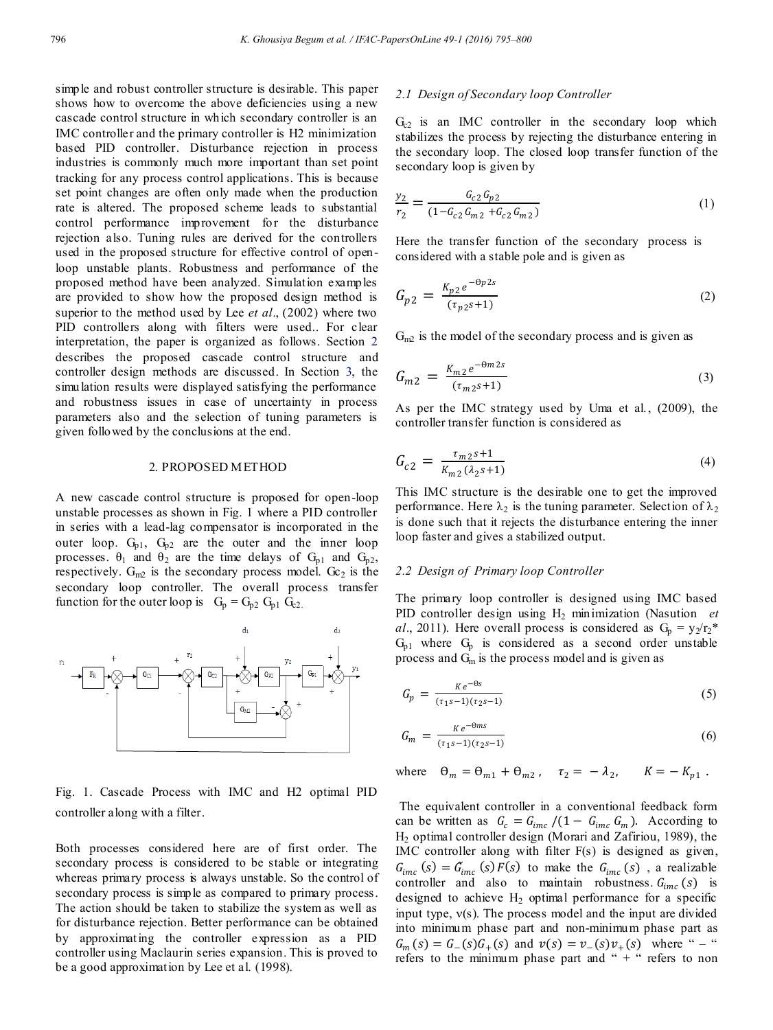simple and robust controller structure is desirable. This paper shows how to overcome the above deficiencies using a new cascade control structure in which secondary controller is an IMC controller and the primary controller is H2 minimization based PID controller. Disturbance rejection in process industries is commonly much more important than set point tracking for any process control applications. This is because set point changes are often only made when the production rate is altered. The proposed scheme leads to substantial control performance improvement for the disturbance rejection also. Tuning rules are derived for the controllers used in the proposed structure for effective control of open-loop unstable plants. Robustness and performance of the proposed method have been analyzed. Simulation examples are provided to show how the proposed design method is superior to the method used by Lee *et al*., (2002) where two PID controllers along with filters were used.. For clear interpretation, the paper is organized as follows. Section 2 describes the proposed cascade control structure and controller design methods are discussed. In Section 3, the simulation results were displayed satisfying the performance and robustness issues in case of uncertainty in process parameters also and the selection of tuning parameters is given followed by the conclusions at the end.

## 2. PROPOSED METHOD

A new cascade control structure is proposed for open-loop unstable processes as shown in Fig. 1 where a PID controller in series with a lead-lag compensator is incorporated in the outer loop. $G_{p1}$, $G_{p2}$ are the outer and the inner loop processes. $\theta_1$ and $\theta_2$ are the time delays of $G_{p1}$ and $G_{p2}$, respectively. $G_{m2}$ is the secondary process model. $Gc_2$ is the secondary loop controller. The overall process transfer function for the outer loop is $G_p = G_{p2}\, G_{p1}\, G_{c2.}$

Fig. 1. Cascade Process with IMC and H2 optimal PID controller along with a filter.

Both processes considered here are of first order. The secondary process is considered to be stable or integrating whereas primary process is always unstable. So the control of secondary process is simple as compared to primary process. The action should be taken to stabilize the system as well as for disturbance rejection. Better performance can be obtained by approximating the controller expression as a PID controller using Maclaurin series expansion. This is proved to be a good approximation by Lee et al. (1998).

### 2.1 Design of Secondary loop Controller

$G_{c2}$ is an IMC controller in the secondary loop which stabilizes the process by rejecting the disturbance entering in the secondary loop. The closed loop transfer function of the secondary loop is given by

$$\frac{y_2}{r_2} = \frac{G_{c2}\,G_{p2}}{(1-G_{c2}\,G_{m2}\,+G_{c2}\,G_{m2})} \tag{1}$$

Here the transfer function of the secondary process is considered with a stable pole and is given as

$$G_{p2} = \frac{K_{p2}\,e^{-\Theta p2s}}{(\tau_{p2}s+1)} \tag{2}$$

$G_{m2}$ is the model of the secondary process and is given as

$$G_{m2} = \frac{K_{m2}\,e^{-\Theta m2s}}{(\tau_{m2}s+1)} \tag{3}$$

As per the IMC strategy used by Uma et al., (2009), the controller transfer function is considered as

$$G_{c2} = \frac{\tau_{m2}s+1}{K_{m2}\,(\lambda_2 s+1)} \tag{4}$$

This IMC structure is the desirable one to get the improved performance. Here $\lambda_2$ is the tuning parameter. Selection of $\lambda_2$ is done such that it rejects the disturbance entering the inner loop faster and gives a stabilized output.

### 2.2 Design of Primary loop Controller

The primary loop controller is designed using IMC based PID controller design using $H_2$ minimization (Nasution *et al*., 2011). Here overall process is considered as $G_p = y_2/r_2 * G_{p1}$ where $G_p$ is considered as a second order unstable process and $G_m$ is the process model and is given as

$$G_p = \frac{K\,e^{-\theta s}}{(\tau_1 s-1)(\tau_2 s-1)} \tag{5}$$

$$G_m = \frac{K\,e^{-\theta ms}}{(\tau_1 s-1)(\tau_2 s-1)} \tag{6}$$

where $\Theta_m = \Theta_{m1} + \Theta_{m2}$, $\tau_2 = -\lambda_2$, $K = -K_{p1}$.

The equivalent controller in a conventional feedback form can be written as $G_c = G_{imc}/(1-G_{imc}\,G_m)$. According to $H_2$ optimal controller design (Morari and Zafiriou, 1989), the IMC controller along with filter F(s) is designed as given, $G_{imc}(s) = \tilde{G}_{imc}(s)F(s)$ to make the $G_{imc}(s)$, a realizable controller and also to maintain robustness. $G_{imc}(s)$ is designed to achieve $H_2$ optimal performance for a specific input type, $v(s)$. The process model and the input are divided into minimum phase part and non-minimum phase part as $G_m(s) = G_-(s)G_+(s)$ and $v(s) = v_-(s)v_+(s)$ where " – " refers to the minimum phase part and " + " refers to non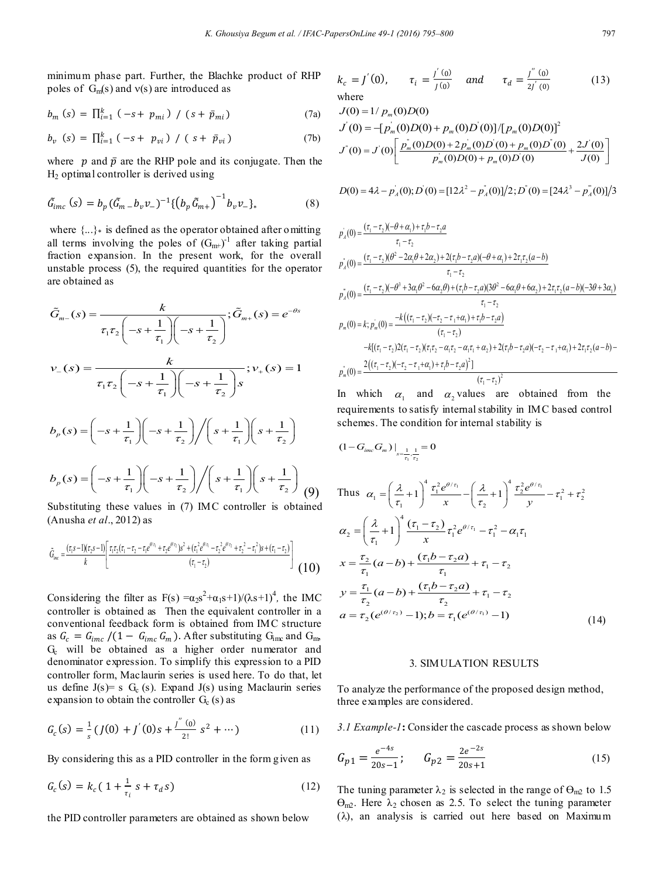minimum phase part. Further, the Blachke product of RHP poles of $G_m(s)$ and $\nu(s)$ are introduced as

$$b_m(s) = \prod_{i=1}^{k} (-s + p_{mi}) / (s + \bar{p}_{mi}) \tag{7a}$$

$$b_v(s) = \prod_{i=1}^{k} (-s + p_{vi}) / (s + \bar{p}_{vi}) \tag{7b}$$

where $p$ and $\bar{p}$ are the RHP pole and its conjugate. Then the $H_2$ optimal controller is derived using

$$\tilde{G}_{imc}(s) = b_p(\tilde{G}_{m-} b_v v_-)^{-1}\{(b_p \tilde{G}_{m+})^{-1} b_v v_-\}_* \tag{8}$$

where $\{...\}_*$ is defined as the operator obtained after omitting all terms involving the poles of $(G_{m+})^{-1}$ after taking partial fraction expansion. In the present work, for the overall unstable process (5), the required quantities for the operator are obtained as

$$\tilde{G}_{m-}(s) = \frac{k}{\tau_1\tau_2\left(-s+\frac{1}{\tau_1}\right)\left(-s+\frac{1}{\tau_2}\right)};\ \tilde{G}_{m+}(s) = e^{-\theta s}$$

$$\nu_-(s) = \frac{k}{\tau_1\tau_2\left(-s+\frac{1}{\tau_1}\right)\left(-s+\frac{1}{\tau_2}\right)s};\ \nu_+(s) = 1$$

$$b_p(s) = \left(-s+\frac{1}{\tau_1}\right)\left(-s+\frac{1}{\tau_2}\right)\Big/\left(s+\frac{1}{\tau_1}\right)\left(s+\frac{1}{\tau_2}\right)$$

$$b_p(s) = \left(-s+\frac{1}{\tau_1}\right)\left(-s+\frac{1}{\tau_2}\right)\Big/\left(s+\frac{1}{\tau_1}\right)\left(s+\frac{1}{\tau_2}\right) \tag{9}$$

Substituting these values in (7) IMC controller is obtained (Anusha *et al*., 2012) as

$$\tilde{G}_{imc} = \frac{(\tau_1 s-1)(\tau_2 s-1)}{k}\left[\frac{\tau_1\tau_2(\tau_1-\tau_2-\tau_1 e^{(\theta/\tau_1)}+\tau_2 e^{(\theta/\tau_2)})s^2+(\tau_1^2 e^{(\theta/\tau_1)}-\tau_2^2 e^{(\theta/\tau_2)}+\tau_2^2-\tau_1^2)s+(\tau_1-\tau_2)}{(\tau_1-\tau_2)}\right] \tag{10}$$

Considering the filter as $F(s) = \alpha_2 s^2+\alpha_1 s+1)/(\lambda s+1)^4$, the IMC controller is obtained as Then the equivalent controller in a conventional feedback form is obtained from IMC structure as $G_c = G_{imc}/(1 - G_{imc}G_m)$. After substituting $G_{imc}$ and $G_m$, $G_c$ will be obtained as a higher order numerator and denominator expression. To simplify this expression to a PID controller form, Maclaurin series is used here. To do that, let us define $J(s) = s\ G_c(s)$. Expand $J(s)$ using Maclaurin series expansion to obtain the controller $G_c(s)$ as

$$G_c(s) = \frac{1}{s}\left(J(0) + J'(0)s + \frac{J''(0)}{2!}s^2 + \cdots\right) \tag{11}$$

By considering this as a PID controller in the form given as

$$G_c(s) = k_c\left(1 + \frac{1}{\tau_i}s + \tau_d s\right) \tag{12}$$

the PID controller parameters are obtained as shown below

$$k_c = J'(0), \quad \tau_i = \frac{J'(0)}{J(0)} \quad and \quad \tau_d = \frac{J''(0)}{2J'(0)} \tag{13}$$

where

$$J(0) = 1/p_m(0)D(0)$$

$$J'(0) = -[p_m'(0)D(0) + p_m(0)D'(0)]/[p_m(0)D(0)]^2$$

$$J''(0) = J'(0)\left[\frac{p_m''(0)D(0)+2p_m'(0)D'(0)+p_m(0)D''(0)}{p_m'(0)D(0)+p_m(0)D'(0)} + \frac{2J'(0)}{J(0)}\right]$$

$$D(0) = 4\lambda - p_A'(0);\ D'(0) = [12\lambda^2 - p_A''(0)]/2;\ D''(0) = [24\lambda^3 - p_A'''(0)]/3$$

$$p_A'(0) = \frac{(\tau_1-\tau_2)(-\theta+\alpha_1)+\tau_1 b-\tau_2 a}{\tau_1-\tau_2}$$

$$p_A''(0) = \frac{(\tau_1-\tau_2)(\theta^2-2\alpha_1\theta+2\alpha_2)+2(\tau_1 b-\tau_2 a)(-\theta+\alpha_1)+2\tau_1\tau_2(a-b)}{\tau_1-\tau_2}$$

$$p_A'''(0) = \frac{(\tau_1-\tau_2)(-\theta^3+3\alpha_1\theta^2-6\alpha_2\theta)+(\tau_1 b-\tau_2 a)(3\theta^2-6\alpha_1\theta+6\alpha_2)+2\tau_1\tau_2(a-b)(-3\theta+3\alpha_1)}{\tau_1-\tau_2}$$

$$p_m(0) = k;\ p_m'(0) = \frac{-k\left((\tau_1-\tau_2)(-\tau_2-\tau_1+\alpha_1)+\tau_1 b-\tau_2 a\right)}{(\tau_1-\tau_2)}$$

$$p_m''(0) = \frac{-k[(\tau_1-\tau_2)2(\tau_1-\tau_2)(\tau_1\tau_2-\alpha_1\tau_2-\alpha_1\tau_1+\alpha_2)+2(\tau_1 b-\tau_2 a)(-\tau_2-\tau_1+\alpha_1)+2\tau_1\tau_2(a-b)- 2\left((\tau_1-\tau_2)(-\tau_2-\tau_1+\alpha_1)+\tau_1 b-\tau_2 a\right)^2]}{(\tau_1-\tau_2)^2}$$

In which $\alpha_1$ and $\alpha_2$ values are obtained from the requirements to satisfy internal stability in IMC based control schemes. The condition for internal stability is

$$(1 - G_{imc}G_m)|_{s=\frac{1}{\tau_1},\frac{1}{\tau_2}} = 0$$

Thus
$$\alpha_1 = \left(\frac{\lambda}{\tau_1}+1\right)^4\frac{\tau_1^2 e^{\theta/\tau_1}}{x} - \left(\frac{\lambda}{\tau_2}+1\right)^4\frac{\tau_2^2 e^{\theta/\tau_1}}{y} - \tau_1^2 + \tau_2^2$$

$$\alpha_2 = \left(\frac{\lambda}{\tau_1}+1\right)^4\frac{(\tau_1-\tau_2)}{x}\tau_1^2 e^{\theta/\tau_1} - \tau_1^2 - \alpha_1\tau_1$$

$$x = \frac{\tau_2}{\tau_1}(a-b) + \frac{(\tau_1 b - \tau_2 a)}{\tau_1} + \tau_1 - \tau_2$$

$$y = \frac{\tau_1}{\tau_2}(a-b) + \frac{(\tau_1 b - \tau_2 a)}{\tau_2} + \tau_1 - \tau_2$$

$$a = \tau_2(e^{(\theta/\tau_2)} - 1);\ b = \tau_1(e^{(\theta/\tau_1)} - 1) \tag{14}$$

## 3. SIMULATION RESULTS

To analyze the performance of the proposed design method, three examples are considered.

*3.1 Example-1*: Consider the cascade process as shown below

$$G_{p1} = \frac{e^{-4s}}{20s-1}; \quad G_{p2} = \frac{2e^{-2s}}{20s+1} \tag{15}$$

The tuning parameter $\lambda_2$ is selected in the range of $\Theta_{m2}$ to 1.5 $\Theta_{m2}$. Here $\lambda_2$ chosen as 2.5. To select the tuning parameter ($\lambda$), an analysis is carried out here based on Maximum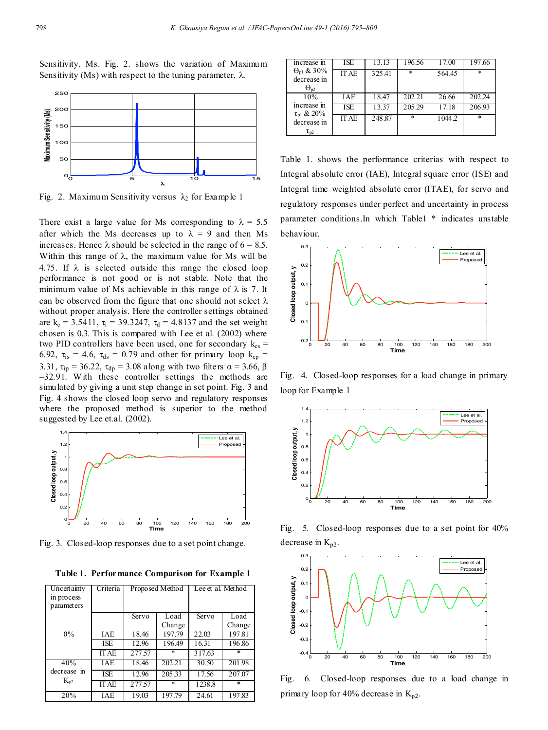Sensitivity, Ms. Fig. 2. shows the variation of Maximum Sensitivity (Ms) with respect to the tuning parameter, λ.

Fig. 2. Maximum Sensitivity versus $\lambda_2$ for Example 1

There exist a large value for Ms corresponding to λ = 5.5 after which the Ms decreases up to λ = 9 and then Ms increases. Hence λ should be selected in the range of 6 – 8.5. Within this range of λ, the maximum value for Ms will be 4.75. If λ is selected outside this range the closed loop performance is not good or is not stable. Note that the minimum value of Ms achievable in this range of λ is 7. It can be observed from the figure that one should not select λ without proper analysis. Here the controller settings obtained are $k_c$ = 3.5411, $\tau_i$ = 39.3247, $\tau_d$ = 4.8137 and the set weight chosen is 0.3. This is compared with Lee et al. (2002) where two PID controllers have been used, one for secondary $k_{cs}$ = 6.92, $\tau_{is}$ = 4.6, $\tau_{ds}$ = 0.79 and other for primary loop $k_{cp}$ = 3.31, $\tau_{ip}$ = 36.22, $\tau_{dp}$ = 3.08 along with two filters α = 3.66, β =32.91. With these controller settings the methods are simulated by giving a unit step change in set point. Fig. 3 and Fig. 4 shows the closed loop servo and regulatory responses where the proposed method is superior to the method suggested by Lee et.al. (2002).

Fig. 3. Closed-loop responses due to a set point change.

**Table 1. Performance Comparison for Example 1**

| Uncertainty in process parameters | Criteria | Proposed Method | | Lee et al. Method | |
|---|---|---|---|---|---|
| | | Servo | Load Change | Servo | Load Change |
| 0% | IAE | 18.46 | 197.79 | 22.03 | 197.81 |
| | ISE | 12.96 | 196.49 | 16.31 | 196.86 |
| | ITAE | 277.57 | * | 317.63 | * |
| 40% decrease in $K_{p2}$ | IAE | 18.46 | 202.21 | 30.50 | 201.98 |
| | ISE | 12.96 | 205.33 | 17.56 | 207.07 |
| | ITAE | 277.57 | * | 1238.8 | * |
| 20% increase in $\Theta_{p1}$ & 30% decrease in $\Theta_{p2}$ | IAE | 19.03 | 197.79 | 24.61 | 197.83 |
| | ISE | 13.13 | 196.56 | 17.00 | 197.66 |
| | ITAE | 325.41 | * | 564.45 | * |
| 10% increase in $\tau_{p1}$ & 20% decrease in $\tau_{p2}$ | IAE | 18.47 | 202.21 | 26.66 | 202.24 |
| | ISE | 13.37 | 205.29 | 17.18 | 206.93 |
| | ITAE | 248.87 | * | 1044.2 | * |

Table 1. shows the performance criterias with respect to Integral absolute error (IAE), Integral square error (ISE) and Integral time weighted absolute error (ITAE), for servo and regulatory responses under perfect and uncertainty in process parameter conditions.In which Table1 * indicates unstable behaviour.

Fig. 4. Closed-loop responses for a load change in primary loop for Example 1

Fig. 5. Closed-loop responses due to a set point for 40% decrease in $K_{p2}$.

Fig. 6. Closed-loop responses due to a load change in primary loop for 40% decrease in $K_{p2}$.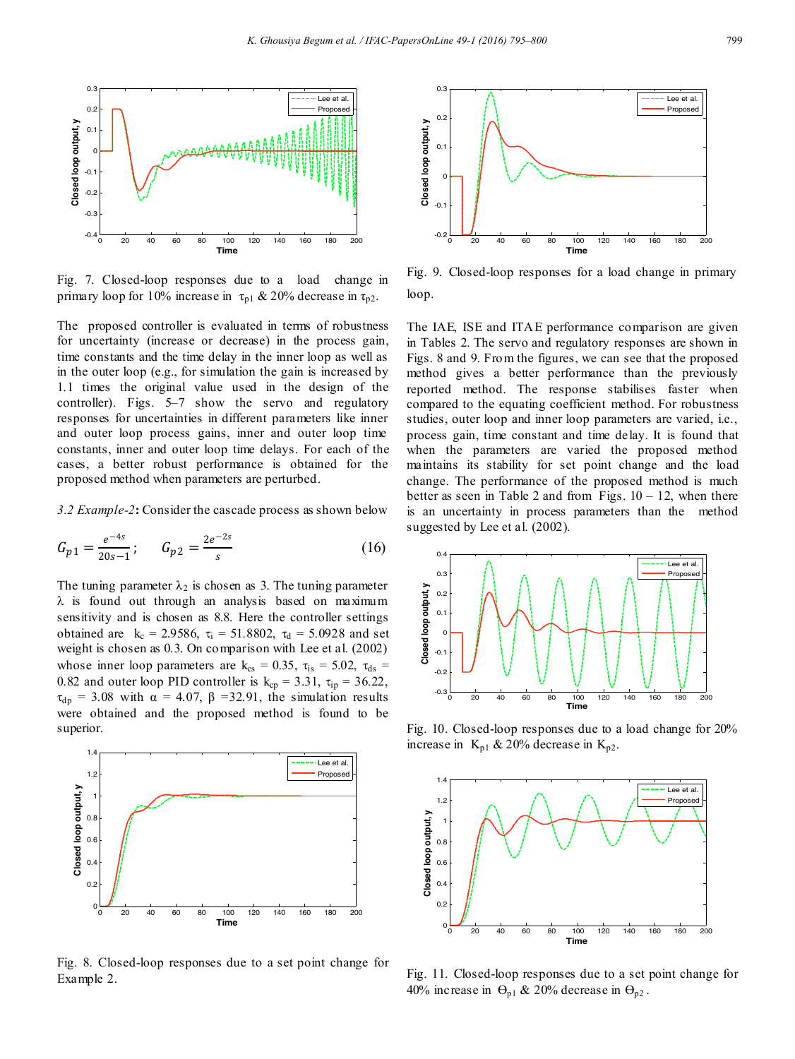Fig. 7. Closed-loop responses due to a load change in primary loop for 10% increase in $\tau_{p1}$ & 20% decrease in $\tau_{p2}$.

The proposed controller is evaluated in terms of robustness for uncertainty (increase or decrease) in the process gain, time constants and the time delay in the inner loop as well as in the outer loop (e.g., for simulation the gain is increased by 1.1 times the original value used in the design of the controller). Figs. 5–7 show the servo and regulatory responses for uncertainties in different parameters like inner and outer loop process gains, inner and outer loop time constants, inner and outer loop time delays. For each of the cases, a better robust performance is obtained for the proposed method when parameters are perturbed.

*3.2 Example-2***:** Consider the cascade process as shown below

$$G_{p1} = \frac{e^{-4s}}{20s-1}; \qquad G_{p2} = \frac{2e^{-2s}}{s} \tag{16}$$

The tuning parameter $\lambda_2$ is chosen as 3. The tuning parameter $\lambda$ is found out through an analysis based on maximum sensitivity and is chosen as 8.8. Here the controller settings obtained are $k_c$ = 2.9586, $\tau_i$ = 51.8802, $\tau_d$ = 5.0928 and set weight is chosen as 0.3. On comparison with Lee et al. (2002) whose inner loop parameters are $k_{cs}$ = 0.35, $\tau_{is}$ = 5.02, $\tau_{ds}$ = 0.82 and outer loop PID controller is $k_{cp}$ = 3.31, $\tau_{ip}$ = 36.22, $\tau_{dp}$ = 3.08 with $\alpha$ = 4.07, $\beta$ =32.91, the simulation results were obtained and the proposed method is found to be superior.

Fig. 8. Closed-loop responses due to a set point change for Example 2.

Fig. 9. Closed-loop responses for a load change in primary loop.

The IAE, ISE and ITAE performance comparison are given in Tables 2. The servo and regulatory responses are shown in Figs. 8 and 9. From the figures, we can see that the proposed method gives a better performance than the previously reported method. The response stabilises faster when compared to the equating coefficient method. For robustness studies, outer loop and inner loop parameters are varied, i.e., process gain, time constant and time delay. It is found that when the parameters are varied the proposed method maintains its stability for set point change and the load change. The performance of the proposed method is much better as seen in Table 2 and from Figs. 10 – 12, when there is an uncertainty in process parameters than the method suggested by Lee et al. (2002).

Fig. 10. Closed-loop responses due to a load change for 20% increase in $K_{p1}$ & 20% decrease in $K_{p2}$.

Fig. 11. Closed-loop responses due to a set point change for 40% increase in $\Theta_{p1}$ & 20% decrease in $\Theta_{p2}$.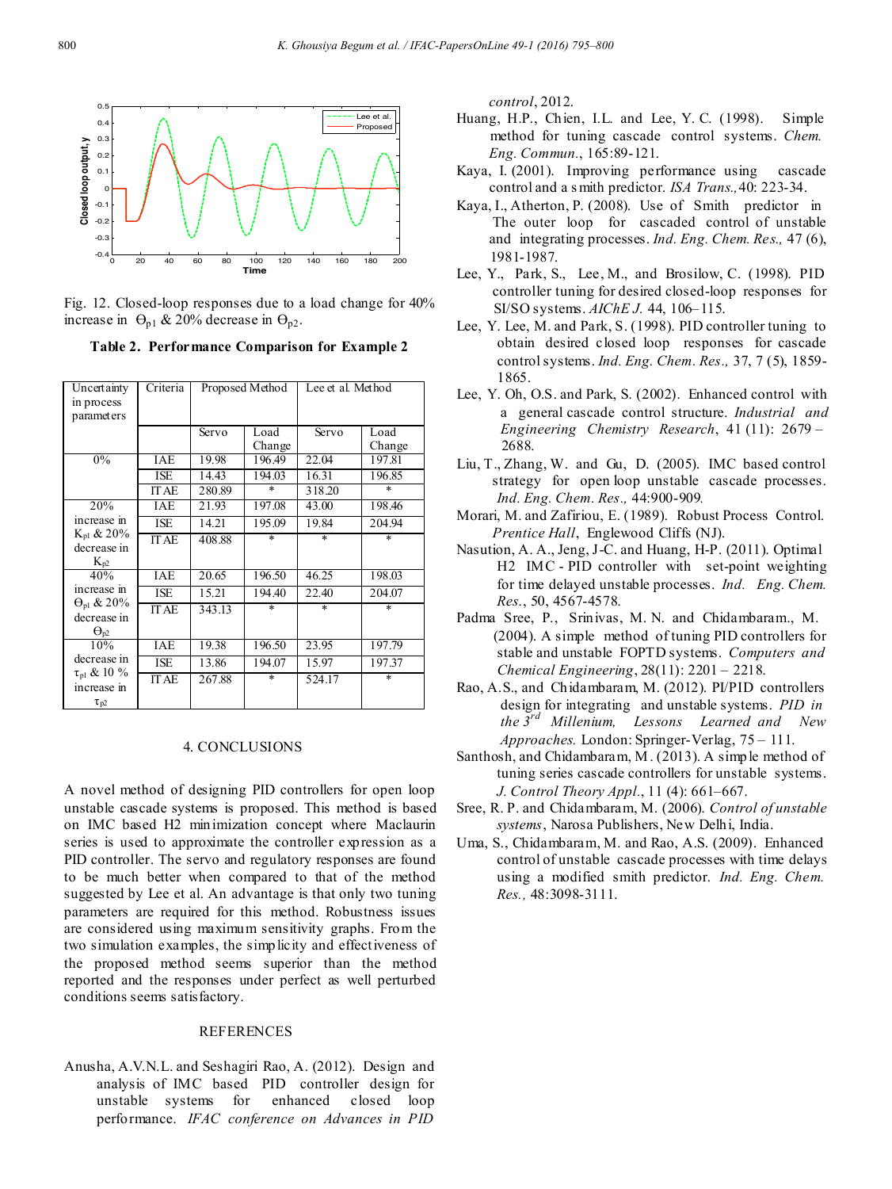0.5
0.4
0.3
0.2
0.1
0
-0.1
-0.2
-0.3
-0.4
0 20 40 60 80 100 120 140 160 180 200
Time
Closed loop output, y
Lee et al.
Proposed

Fig. 12. Closed-loop responses due to a load change for 40% increase in $\Theta_{p1}$ & 20% decrease in $\Theta_{p2}$.

**Table 2. Performance Comparison for Example 2**

| Uncertainty in process parameters | Criteria | Proposed Method | | Lee et al. Method | |
|---|---|---|---|---|---|
| | | Servo | Load Change | Servo | Load Change |
| 0% | IAE | 19.98 | 196.49 | 22.04 | 197.81 |
| | ISE | 14.43 | 194.03 | 16.31 | 196.85 |
| | ITAE | 280.89 | * | 318.20 | * |
| 20% increase in $K_{p1}$ & 20% decrease in $K_{p2}$ | IAE | 21.93 | 197.08 | 43.00 | 198.46 |
| | ISE | 14.21 | 195.09 | 19.84 | 204.94 |
| | ITAE | 408.88 | * | * | * |
| 40% increase in $\Theta_{p1}$ & 20% decrease in $\Theta_{p2}$ | IAE | 20.65 | 196.50 | 46.25 | 198.03 |
| | ISE | 15.21 | 194.40 | 22.40 | 204.07 |
| | ITAE | 343.13 | * | * | * |
| 10% decrease in $\tau_{p1}$ & 10 % increase in $\tau_{p2}$ | IAE | 19.38 | 196.50 | 23.95 | 197.79 |
| | ISE | 13.86 | 194.07 | 15.97 | 197.37 |
| | ITAE | 267.88 | * | 524.17 | * |

## 4. CONCLUSIONS

A novel method of designing PID controllers for open loop unstable cascade systems is proposed. This method is based on IMC based H2 minimization concept where Maclaurin series is used to approximate the controller expression as a PID controller. The servo and regulatory responses are found to be much better when compared to that of the method suggested by Lee et al. An advantage is that only two tuning parameters are required for this method. Robustness issues are considered using maximum sensitivity graphs. From the two simulation examples, the simplicity and effectiveness of the proposed method seems superior than the method reported and the responses under perfect as well perturbed conditions seems satisfactory.

## REFERENCES

Anusha, A.V.N.L. and Seshagiri Rao, A. (2012). Design and analysis of IMC based PID controller design for unstable systems for enhanced closed loop performance. *IFAC conference on Advances in PID control*, 2012.

Huang, H.P., Chien, I.L. and Lee, Y. C. (1998). Simple method for tuning cascade control systems. *Chem. Eng. Commun.*, 165:89-121.

Kaya, I. (2001). Improving performance using cascade control and a smith predictor. *ISA Trans.,* 40: 223-34.

Kaya, I., Atherton, P. (2008). Use of Smith predictor in The outer loop for cascaded control of unstable and integrating processes. *Ind. Eng. Chem. Res.,* 47 (6), 1981-1987.

Lee, Y., Park, S., Lee, M., and Brosilow, C. (1998). PID controller tuning for desired closed-loop responses for SI/SO systems. *AIChE J.* 44, 106–115.

Lee, Y. Lee, M. and Park, S. (1998). PID controller tuning to obtain desired closed loop responses for cascade control systems. *Ind. Eng. Chem. Res.,* 37, 7 (5), 1859-1865.

Lee, Y. Oh, O.S. and Park, S. (2002). Enhanced control with a general cascade control structure. *Industrial and Engineering Chemistry Research*, 41 (11): 2679 – 2688.

Liu, T., Zhang, W. and Gu, D. (2005). IMC based control strategy for open loop unstable cascade processes. *Ind. Eng. Chem. Res.,* 44:900-909.

Morari, M. and Zafiriou, E. (1989). Robust Process Control. *Prentice Hall*, Englewood Cliffs (NJ).

Nasution, A. A., Jeng, J-C. and Huang, H-P. (2011). Optimal H2 IMC - PID controller with set-point weighting for time delayed unstable processes. *Ind. Eng. Chem. Res.*, 50, 4567-4578.

Padma Sree, P., Srinivas, M. N. and Chidambaram., M. (2004). A simple method of tuning PID controllers for stable and unstable FOPTD systems. *Computers and Chemical Engineering*, 28(11): 2201 – 2218.

Rao, A.S., and Chidambaram, M. (2012). PI/PID controllers design for integrating and unstable systems. *PID in the 3rd Millenium, Lessons Learned and New Approaches.* London: Springer-Verlag, 75 – 111.

Santhosh, and Chidambaram, M. (2013). A simple method of tuning series cascade controllers for unstable systems. *J. Control Theory Appl.*, 11 (4): 661–667.

Sree, R. P. and Chidambaram, M. (2006). *Control of unstable systems*, Narosa Publishers, New Delhi, India.

Uma, S., Chidambaram, M. and Rao, A.S. (2009). Enhanced control of unstable cascade processes with time delays using a modified smith predictor. *Ind. Eng. Chem. Res.,* 48:3098-3111.